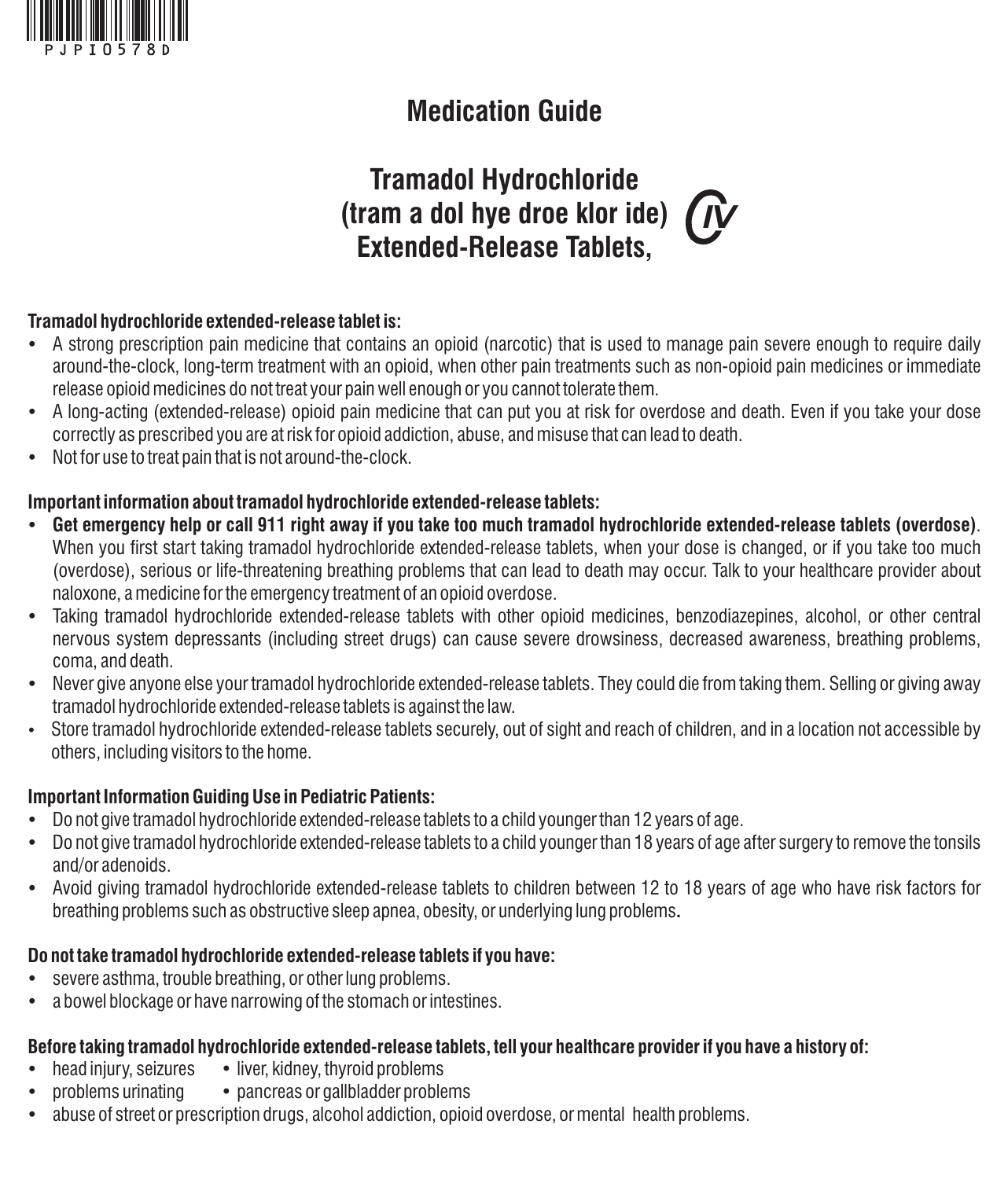# Medication Guide

## Tramadol Hydrochloride (tram a dol hye droe klor ide) CIV Extended-Release Tablets,

**Tramadol hydrochloride extended-release tablet is:**

- A strong prescription pain medicine that contains an opioid (narcotic) that is used to manage pain severe enough to require daily around-the-clock, long-term treatment with an opioid, when other pain treatments such as non-opioid pain medicines or immediate release opioid medicines do not treat your pain well enough or you cannot tolerate them.
- A long-acting (extended-release) opioid pain medicine that can put you at risk for overdose and death. Even if you take your dose correctly as prescribed you are at risk for opioid addiction, abuse, and misuse that can lead to death.
- Not for use to treat pain that is not around-the-clock.

**Important information about tramadol hydrochloride extended-release tablets:**

- **Get emergency help or call 911 right away if you take too much tramadol hydrochloride extended-release tablets (overdose)**. When you first start taking tramadol hydrochloride extended-release tablets, when your dose is changed, or if you take too much (overdose), serious or life-threatening breathing problems that can lead to death may occur. Talk to your healthcare provider about naloxone, a medicine for the emergency treatment of an opioid overdose.
- Taking tramadol hydrochloride extended-release tablets with other opioid medicines, benzodiazepines, alcohol, or other central nervous system depressants (including street drugs) can cause severe drowsiness, decreased awareness, breathing problems, coma, and death.
- Never give anyone else your tramadol hydrochloride extended-release tablets. They could die from taking them. Selling or giving away tramadol hydrochloride extended-release tablets is against the law.
- Store tramadol hydrochloride extended-release tablets securely, out of sight and reach of children, and in a location not accessible by others, including visitors to the home.

**Important Information Guiding Use in Pediatric Patients:**

- Do not give tramadol hydrochloride extended-release tablets to a child younger than 12 years of age.
- Do not give tramadol hydrochloride extended-release tablets to a child younger than 18 years of age after surgery to remove the tonsils and/or adenoids.
- Avoid giving tramadol hydrochloride extended-release tablets to children between 12 to 18 years of age who have risk factors for breathing problems such as obstructive sleep apnea, obesity, or underlying lung problems**.**

**Do not take tramadol hydrochloride extended-release tablets if you have:**

- severe asthma, trouble breathing, or other lung problems.
- a bowel blockage or have narrowing of the stomach or intestines.

**Before taking tramadol hydrochloride extended-release tablets, tell your healthcare provider if you have a history of:**

- head injury, seizures
- liver, kidney, thyroid problems
- problems urinating
- pancreas or gallbladder problems
- abuse of street or prescription drugs, alcohol addiction, opioid overdose, or mental health problems.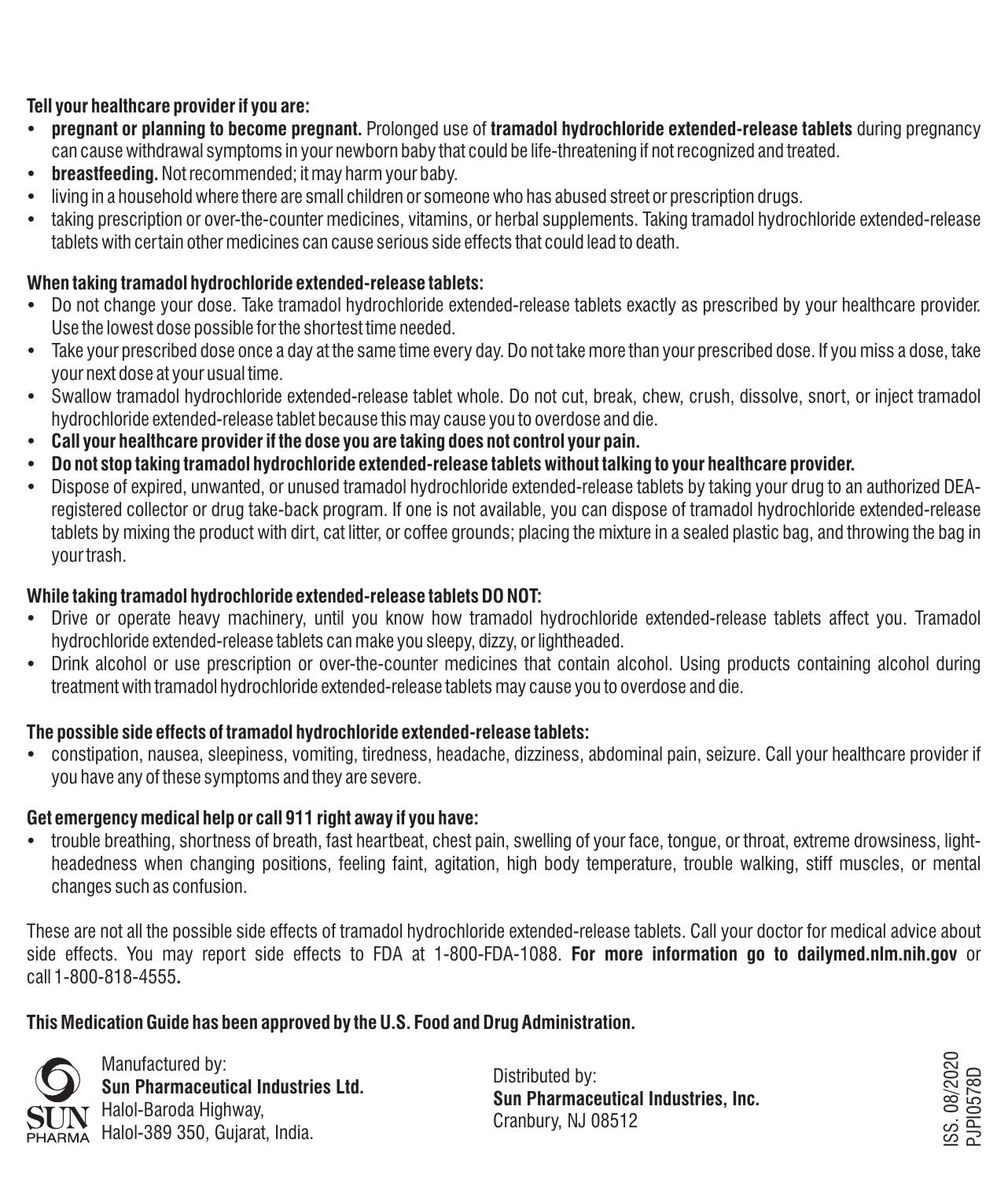**Tell your healthcare provider if you are:**

- **pregnant or planning to become pregnant.** Prolonged use of **tramadol hydrochloride extended-release tablets** during pregnancy can cause withdrawal symptoms in your newborn baby that could be life-threatening if not recognized and treated.
- **breastfeeding.** Not recommended; it may harm your baby.
- living in a household where there are small children or someone who has abused street or prescription drugs.
- taking prescription or over-the-counter medicines, vitamins, or herbal supplements. Taking tramadol hydrochloride extended-release tablets with certain other medicines can cause serious side effects that could lead to death.

**When taking tramadol hydrochloride extended-release tablets:**

- Do not change your dose. Take tramadol hydrochloride extended-release tablets exactly as prescribed by your healthcare provider. Use the lowest dose possible for the shortest time needed.
- Take your prescribed dose once a day at the same time every day. Do not take more than your prescribed dose. If you miss a dose, take your next dose at your usual time.
- Swallow tramadol hydrochloride extended-release tablet whole. Do not cut, break, chew, crush, dissolve, snort, or inject tramadol hydrochloride extended-release tablet because this may cause you to overdose and die.
- **Call your healthcare provider if the dose you are taking does not control your pain.**
- **Do not stop taking tramadol hydrochloride extended-release tablets without talking to your healthcare provider.**
- Dispose of expired, unwanted, or unused tramadol hydrochloride extended-release tablets by taking your drug to an authorized DEA-registered collector or drug take-back program. If one is not available, you can dispose of tramadol hydrochloride extended-release tablets by mixing the product with dirt, cat litter, or coffee grounds; placing the mixture in a sealed plastic bag, and throwing the bag in your trash.

**While taking tramadol hydrochloride extended-release tablets DO NOT:**

- Drive or operate heavy machinery, until you know how tramadol hydrochloride extended-release tablets affect you. Tramadol hydrochloride extended-release tablets can make you sleepy, dizzy, or lightheaded.
- Drink alcohol or use prescription or over-the-counter medicines that contain alcohol. Using products containing alcohol during treatment with tramadol hydrochloride extended-release tablets may cause you to overdose and die.

**The possible side effects of tramadol hydrochloride extended-release tablets:**

- constipation, nausea, sleepiness, vomiting, tiredness, headache, dizziness, abdominal pain, seizure. Call your healthcare provider if you have any of these symptoms and they are severe.

**Get emergency medical help or call 911 right away if you have:**

- trouble breathing, shortness of breath, fast heartbeat, chest pain, swelling of your face, tongue, or throat, extreme drowsiness, light-headedness when changing positions, feeling faint, agitation, high body temperature, trouble walking, stiff muscles, or mental changes such as confusion.

These are not all the possible side effects of tramadol hydrochloride extended-release tablets. Call your doctor for medical advice about side effects. You may report side effects to FDA at 1-800-FDA-1088. **For more information go to dailymed.nlm.nih.gov** or call 1-800-818-4555**.**

**This Medication Guide has been approved by the U.S. Food and Drug Administration.**

Manufactured by:
**Sun Pharmaceutical Industries Ltd.**
Halol-Baroda Highway,
Halol-389 350, Gujarat, India.

Distributed by:
**Sun Pharmaceutical Industries, Inc.**
Cranbury, NJ 08512

ISS. 08/2020
PJPI0578D